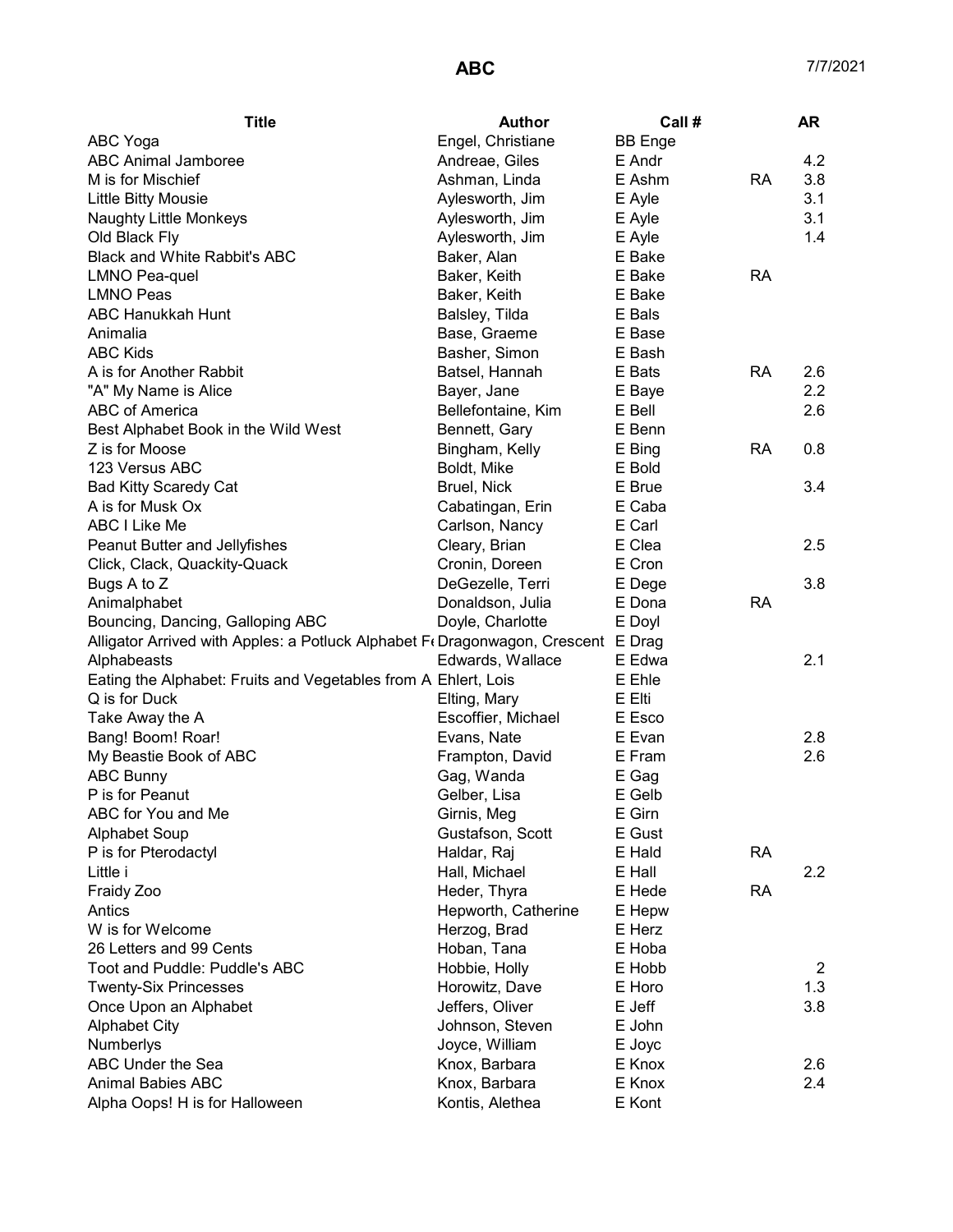# ABC

7/7/2021

| Title | Author | Call # | | AR |
|---|---|---|---|---|
| ABC Yoga | Engel, Christiane | BB Enge | | |
| ABC Animal Jamboree | Andreae, Giles | E Andr | | 4.2 |
| M is for Mischief | Ashman, Linda | E Ashm | RA | 3.8 |
| Little Bitty Mousie | Aylesworth, Jim | E Ayle | | 3.1 |
| Naughty Little Monkeys | Aylesworth, Jim | E Ayle | | 3.1 |
| Old Black Fly | Aylesworth, Jim | E Ayle | | 1.4 |
| Black and White Rabbit's ABC | Baker, Alan | E Bake | | |
| LMNO Pea-quel | Baker, Keith | E Bake | RA | |
| LMNO Peas | Baker, Keith | E Bake | | |
| ABC Hanukkah Hunt | Balsley, Tilda | E Bals | | |
| Animalia | Base, Graeme | E Base | | |
| ABC Kids | Basher, Simon | E Bash | | |
| A is for Another Rabbit | Batsel, Hannah | E Bats | RA | 2.6 |
| "A" My Name is Alice | Bayer, Jane | E Baye | | 2.2 |
| ABC of America | Bellefontaine, Kim | E Bell | | 2.6 |
| Best Alphabet Book in the Wild West | Bennett, Gary | E Benn | | |
| Z is for Moose | Bingham, Kelly | E Bing | RA | 0.8 |
| 123 Versus ABC | Boldt, Mike | E Bold | | |
| Bad Kitty Scaredy Cat | Bruel, Nick | E Brue | | 3.4 |
| A is for Musk Ox | Cabatingan, Erin | E Caba | | |
| ABC I Like Me | Carlson, Nancy | E Carl | | |
| Peanut Butter and Jellyfishes | Cleary, Brian | E Clea | | 2.5 |
| Click, Clack, Quackity-Quack | Cronin, Doreen | E Cron | | |
| Bugs A to Z | DeGezelle, Terri | E Dege | | 3.8 |
| Animalphabet | Donaldson, Julia | E Dona | RA | |
| Bouncing, Dancing, Galloping ABC | Doyle, Charlotte | E Doyl | | |
| Alligator Arrived with Apples: a Potluck Alphabet F | Dragonwagon, Crescent | E Drag | | |
| Alphabeasts | Edwards, Wallace | E Edwa | | 2.1 |
| Eating the Alphabet: Fruits and Vegetables from A | Ehlert, Lois | E Ehle | | |
| Q is for Duck | Elting, Mary | E Elti | | |
| Take Away the A | Escoffier, Michael | E Esco | | |
| Bang! Boom! Roar! | Evans, Nate | E Evan | | 2.8 |
| My Beastie Book of ABC | Frampton, David | E Fram | | 2.6 |
| ABC Bunny | Gag, Wanda | E Gag | | |
| P is for Peanut | Gelber, Lisa | E Gelb | | |
| ABC for You and Me | Girnis, Meg | E Girn | | |
| Alphabet Soup | Gustafson, Scott | E Gust | | |
| P is for Pterodactyl | Haldar, Raj | E Hald | RA | |
| Little i | Hall, Michael | E Hall | | 2.2 |
| Fraidy Zoo | Heder, Thyra | E Hede | RA | |
| Antics | Hepworth, Catherine | E Hepw | | |
| W is for Welcome | Herzog, Brad | E Herz | | |
| 26 Letters and 99 Cents | Hoban, Tana | E Hoba | | |
| Toot and Puddle: Puddle's ABC | Hobbie, Holly | E Hobb | | 2 |
| Twenty-Six Princesses | Horowitz, Dave | E Horo | | 1.3 |
| Once Upon an Alphabet | Jeffers, Oliver | E Jeff | | 3.8 |
| Alphabet City | Johnson, Steven | E John | | |
| Numberlys | Joyce, William | E Joyc | | |
| ABC Under the Sea | Knox, Barbara | E Knox | | 2.6 |
| Animal Babies ABC | Knox, Barbara | E Knox | | 2.4 |
| Alpha Oops! H is for Halloween | Kontis, Alethea | E Kont | | |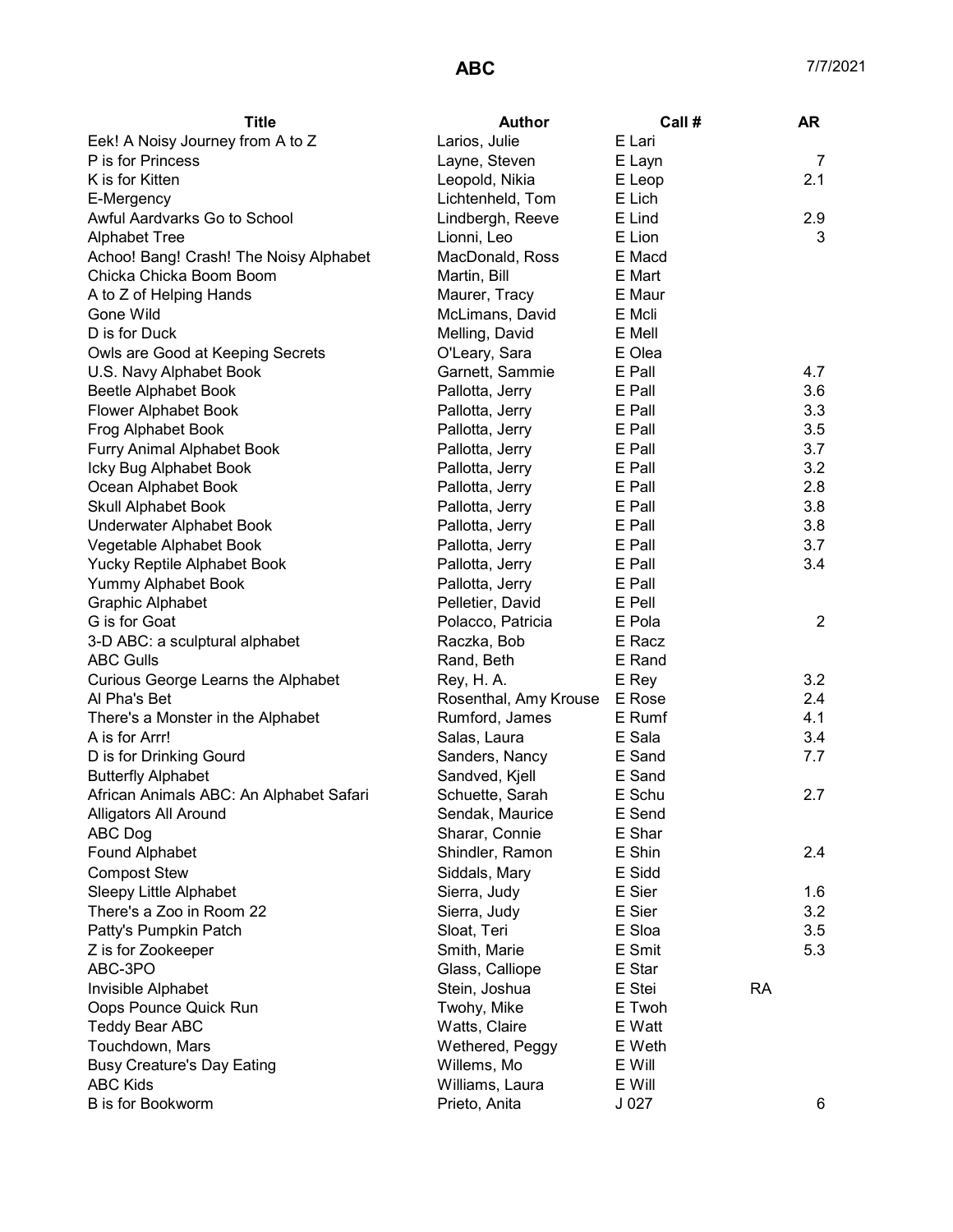| Title | Author | Call # | AR |
|---|---|---|---|
| Eek! A Noisy Journey from A to Z | Larios, Julie | E Lari | |
| P is for Princess | Layne, Steven | E Layn | 7 |
| K is for Kitten | Leopold, Nikia | E Leop | 2.1 |
| E-Mergency | Lichtenheld, Tom | E Lich | |
| Awful Aardvarks Go to School | Lindbergh, Reeve | E Lind | 2.9 |
| Alphabet Tree | Lionni, Leo | E Lion | 3 |
| Achoo! Bang! Crash! The Noisy Alphabet | MacDonald, Ross | E Macd | |
| Chicka Chicka Boom Boom | Martin, Bill | E Mart | |
| A to Z of Helping Hands | Maurer, Tracy | E Maur | |
| Gone Wild | McLimans, David | E Mcli | |
| D is for Duck | Melling, David | E Mell | |
| Owls are Good at Keeping Secrets | O'Leary, Sara | E Olea | |
| U.S. Navy Alphabet Book | Garnett, Sammie | E Pall | 4.7 |
| Beetle Alphabet Book | Pallotta, Jerry | E Pall | 3.6 |
| Flower Alphabet Book | Pallotta, Jerry | E Pall | 3.3 |
| Frog Alphabet Book | Pallotta, Jerry | E Pall | 3.5 |
| Furry Animal Alphabet Book | Pallotta, Jerry | E Pall | 3.7 |
| Icky Bug Alphabet Book | Pallotta, Jerry | E Pall | 3.2 |
| Ocean Alphabet Book | Pallotta, Jerry | E Pall | 2.8 |
| Skull Alphabet Book | Pallotta, Jerry | E Pall | 3.8 |
| Underwater Alphabet Book | Pallotta, Jerry | E Pall | 3.8 |
| Vegetable Alphabet Book | Pallotta, Jerry | E Pall | 3.7 |
| Yucky Reptile Alphabet Book | Pallotta, Jerry | E Pall | 3.4 |
| Yummy Alphabet Book | Pallotta, Jerry | E Pall | |
| Graphic Alphabet | Pelletier, David | E Pell | |
| G is for Goat | Polacco, Patricia | E Pola | 2 |
| 3-D ABC: a sculptural alphabet | Raczka, Bob | E Racz | |
| ABC Gulls | Rand, Beth | E Rand | |
| Curious George Learns the Alphabet | Rey, H. A. | E Rey | 3.2 |
| Al Pha's Bet | Rosenthal, Amy Krouse | E Rose | 2.4 |
| There's a Monster in the Alphabet | Rumford, James | E Rumf | 4.1 |
| A is for Arrr! | Salas, Laura | E Sala | 3.4 |
| D is for Drinking Gourd | Sanders, Nancy | E Sand | 7.7 |
| Butterfly Alphabet | Sandved, Kjell | E Sand | |
| African Animals ABC: An Alphabet Safari | Schuette, Sarah | E Schu | 2.7 |
| Alligators All Around | Sendak, Maurice | E Send | |
| ABC Dog | Sharar, Connie | E Shar | |
| Found Alphabet | Shindler, Ramon | E Shin | 2.4 |
| Compost Stew | Siddals, Mary | E Sidd | |
| Sleepy Little Alphabet | Sierra, Judy | E Sier | 1.6 |
| There's a Zoo in Room 22 | Sierra, Judy | E Sier | 3.2 |
| Patty's Pumpkin Patch | Sloat, Teri | E Sloa | 3.5 |
| Z is for Zookeeper | Smith, Marie | E Smit | 5.3 |
| ABC-3PO | Glass, Calliope | E Star | |
| Invisible Alphabet | Stein, Joshua | E Stei | RA |
| Oops Pounce Quick Run | Twohy, Mike | E Twoh | |
| Teddy Bear ABC | Watts, Claire | E Watt | |
| Touchdown, Mars | Wethered, Peggy | E Weth | |
| Busy Creature's Day Eating | Willems, Mo | E Will | |
| ABC Kids | Williams, Laura | E Will | |
| B is for Bookworm | Prieto, Anita | J 027 | 6 |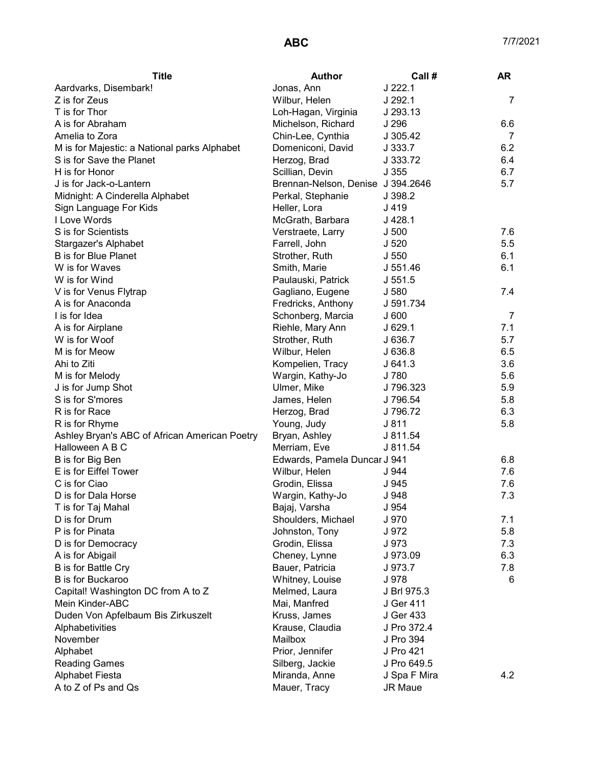# ABC

7/7/2021

| Title | Author | Call # | AR |
|---|---|---|---|
| Aardvarks, Disembark! | Jonas, Ann | J 222.1 | |
| Z is for Zeus | Wilbur, Helen | J 292.1 | 7 |
| T is for Thor | Loh-Hagan, Virginia | J 293.13 | |
| A is for Abraham | Michelson, Richard | J 296 | 6.6 |
| Amelia to Zora | Chin-Lee, Cynthia | J 305.42 | 7 |
| M is for Majestic: a National parks Alphabet | Domeniconi, David | J 333.7 | 6.2 |
| S is for Save the Planet | Herzog, Brad | J 333.72 | 6.4 |
| H is for Honor | Scillian, Devin | J 355 | 6.7 |
| J is for Jack-o-Lantern | Brennan-Nelson, Denise | J 394.2646 | 5.7 |
| Midnight: A Cinderella Alphabet | Perkal, Stephanie | J 398.2 | |
| Sign Language For Kids | Heller, Lora | J 419 | |
| I Love Words | McGrath, Barbara | J 428.1 | |
| S is for Scientists | Verstraete, Larry | J 500 | 7.6 |
| Stargazer's Alphabet | Farrell, John | J 520 | 5.5 |
| B is for Blue Planet | Strother, Ruth | J 550 | 6.1 |
| W is for Waves | Smith, Marie | J 551.46 | 6.1 |
| W is for Wind | Paulauski, Patrick | J 551.5 | |
| V is for Venus Flytrap | Gagliano, Eugene | J 580 | 7.4 |
| A is for Anaconda | Fredricks, Anthony | J 591.734 | |
| I is for Idea | Schonberg, Marcia | J 600 | 7 |
| A is for Airplane | Riehle, Mary Ann | J 629.1 | 7.1 |
| W is for Woof | Strother, Ruth | J 636.7 | 5.7 |
| M is for Meow | Wilbur, Helen | J 636.8 | 6.5 |
| Ahi to Ziti | Kompelien, Tracy | J 641.3 | 3.6 |
| M is for Melody | Wargin, Kathy-Jo | J 780 | 5.6 |
| J is for Jump Shot | Ulmer, Mike | J 796.323 | 5.9 |
| S is for S'mores | James, Helen | J 796.54 | 5.8 |
| R is for Race | Herzog, Brad | J 796.72 | 6.3 |
| R is for Rhyme | Young, Judy | J 811 | 5.8 |
| Ashley Bryan's ABC of African American Poetry | Bryan, Ashley | J 811.54 | |
| Halloween A B C | Merriam, Eve | J 811.54 | |
| B is for Big Ben | Edwards, Pamela Duncar | J 941 | 6.8 |
| E is for Eiffel Tower | Wilbur, Helen | J 944 | 7.6 |
| C is for Ciao | Grodin, Elissa | J 945 | 7.6 |
| D is for Dala Horse | Wargin, Kathy-Jo | J 948 | 7.3 |
| T is for Taj Mahal | Bajaj, Varsha | J 954 | |
| D is for Drum | Shoulders, Michael | J 970 | 7.1 |
| P is for Pinata | Johnston, Tony | J 972 | 5.8 |
| D is for Democracy | Grodin, Elissa | J 973 | 7.3 |
| A is for Abigail | Cheney, Lynne | J 973.09 | 6.3 |
| B is for Battle Cry | Bauer, Patricia | J 973.7 | 7.8 |
| B is for Buckaroo | Whitney, Louise | J 978 | 6 |
| Capital! Washington DC from A to Z | Melmed, Laura | J Brl 975.3 | |
| Mein Kinder-ABC | Mai, Manfred | J Ger 411 | |
| Duden Von Apfelbaum Bis Zirkuszelt | Kruss, James | J Ger 433 | |
| Alphabetivities | Krause, Claudia | J Pro 372.4 | |
| November | Mailbox | J Pro 394 | |
| Alphabet | Prior, Jennifer | J Pro 421 | |
| Reading Games | Silberg, Jackie | J Pro 649.5 | |
| Alphabet Fiesta | Miranda, Anne | J Spa F Mira | 4.2 |
| A to Z of Ps and Qs | Mauer, Tracy | JR Maue | |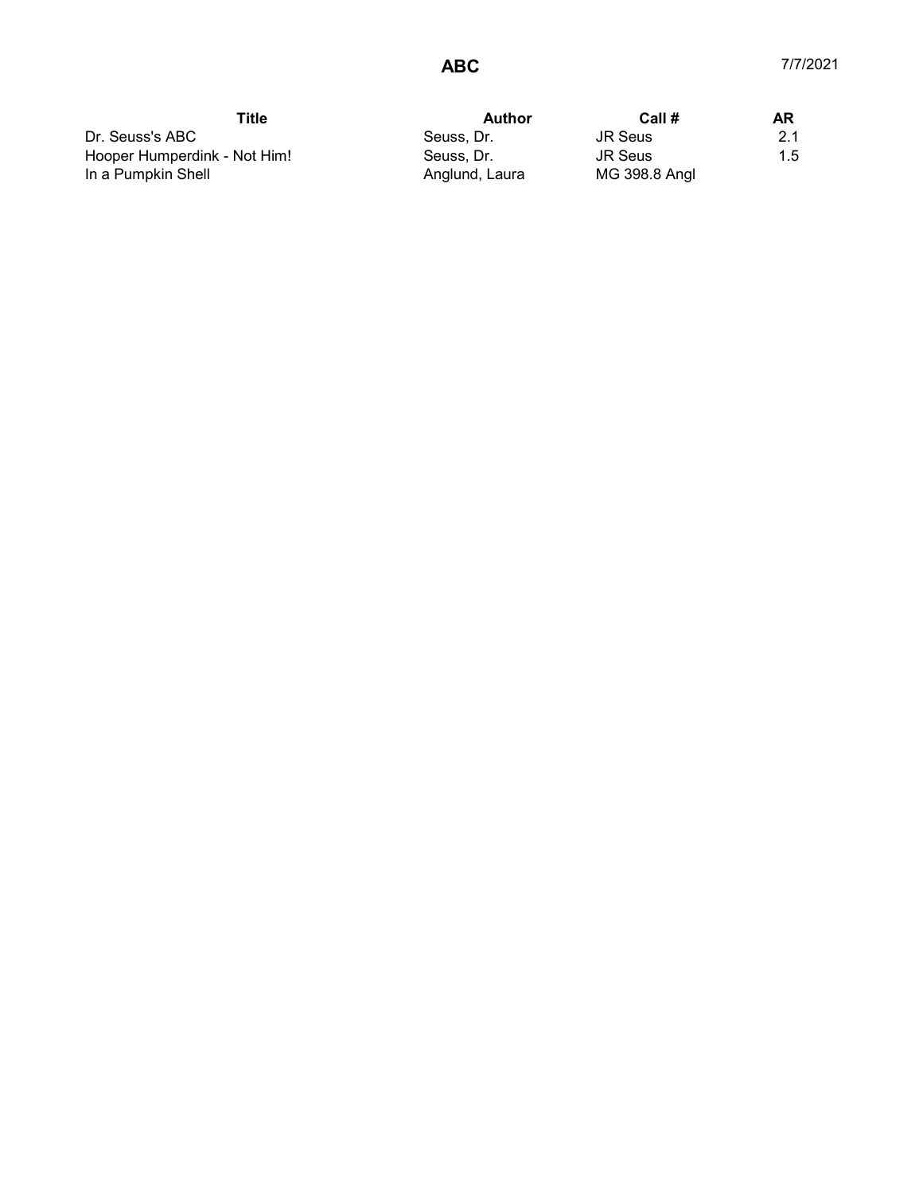# ABC

7/7/2021

| Title | Author | Call # | AR |
| --- | --- | --- | --- |
| Dr. Seuss's ABC | Seuss, Dr. | JR Seus | 2.1 |
| Hooper Humperdink - Not Him! | Seuss, Dr. | JR Seus | 1.5 |
| In a Pumpkin Shell | Anglund, Laura | MG 398.8 Angl | |